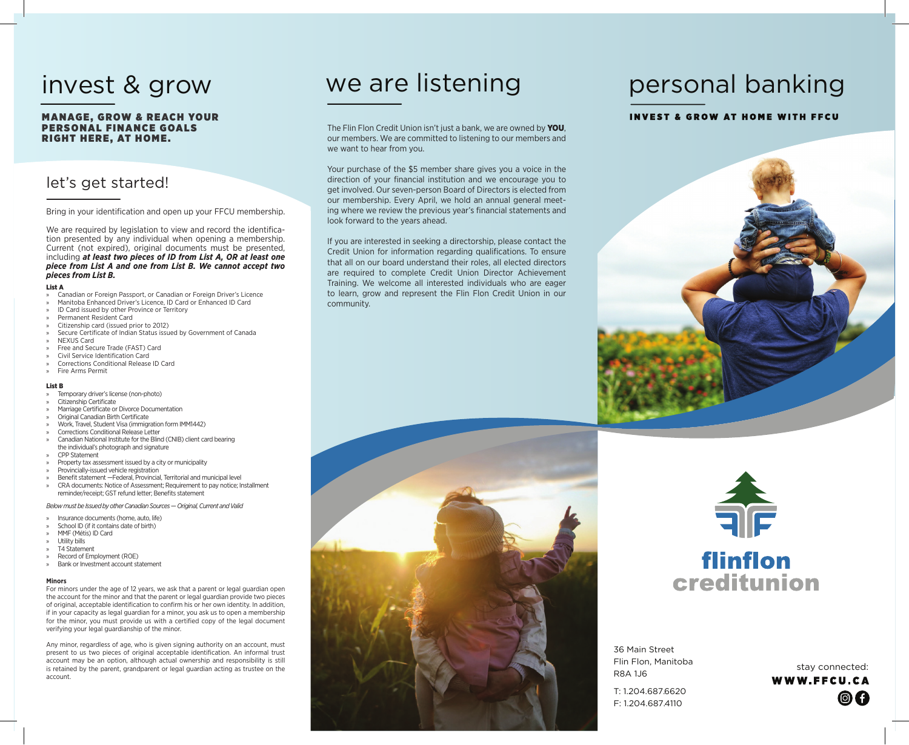# invest & grow

**MANAGE, GROW & REACH YOUR PERSONAL FINANCE GOALS RIGHT HERE, AT HOME.**

## let's get started!

Bring in your identification and open up your FFCU membership.

We are required by legislation to view and record the identification presented by any individual when opening a membership. Current (not expired), original documents must be presented, including ***at least two pieces of ID from List A, OR at least one piece from List A and one from List B. We cannot accept two pieces from List B.***

**List A**

- Canadian or Foreign Passport, or Canadian or Foreign Driver's Licence
- Manitoba Enhanced Driver's Licence, ID Card or Enhanced ID Card
- ID Card issued by other Province or Territory
- Permanent Resident Card
- Citizenship card (issued prior to 2012)
- Secure Certificate of Indian Status issued by Government of Canada
- NEXUS Card
- Free and Secure Trade (FAST) Card
- Civil Service Identification Card
- Corrections Conditional Release ID Card
- Fire Arms Permit

**List B**

- Temporary driver's license (non-photo)
- Citizenship Certificate
- Marriage Certificate or Divorce Documentation
- Original Canadian Birth Certificate
- Work, Travel, Student Visa (immigration form IMM1442)
- Corrections Conditional Release Letter
- Canadian National Institute for the Blind (CNIB) client card bearing the individual's photograph and signature
- CPP Statement
- Property tax assessment issued by a city or municipality
- Provincially-issued vehicle registration
- Benefit statement —Federal, Provincial, Territorial and municipal level
- CRA documents: Notice of Assessment; Requirement to pay notice; Installment reminder/receipt; GST refund letter; Benefits statement

*Below must be Issued by other Canadian Sources — Original, Current and Valid*

- Insurance documents (home, auto, life)
- School ID (if it contains date of birth)
- MMF (Métis) ID Card
- Utility bills
- T4 Statement
- Record of Employment (ROE)
- Bank or Investment account statement

**Minors**

For minors under the age of 12 years, we ask that a parent or legal guardian open the account for the minor and that the parent or legal guardian provide two pieces of original, acceptable identification to confirm his or her own identity. In addition, if in your capacity as legal guardian for a minor, you ask us to open a membership for the minor, you must provide us with a certified copy of the legal document verifying your legal guardianship of the minor.

Any minor, regardless of age, who is given signing authority on an account, must present to us two pieces of original acceptable identification. An informal trust account may be an option, although actual ownership and responsibility is still is retained by the parent, grandparent or legal guardian acting as trustee on the account.

# we are listening

The Flin Flon Credit Union isn't just a bank, we are owned by **YOU**, our members. We are committed to listening to our members and we want to hear from you.

Your purchase of the $5 member share gives you a voice in the direction of your financial institution and we encourage you to get involved. Our seven-person Board of Directors is elected from our membership. Every April, we hold an annual general meeting where we review the previous year's financial statements and look forward to the years ahead.

If you are interested in seeking a directorship, please contact the Credit Union for information regarding qualifications. To ensure that all on our board understand their roles, all elected directors are required to complete Credit Union Director Achievement Training. We welcome all interested individuals who are eager to learn, grow and represent the Flin Flon Credit Union in our community.

# personal banking

**INVEST & GROW AT HOME WITH FFCU**

flinflon creditunion

36 Main Street
Flin Flon, Manitoba
R8A 1J6

T: 1.204.687.6620
F: 1.204.687.4110

stay connected:
**WWW.FFCU.CA**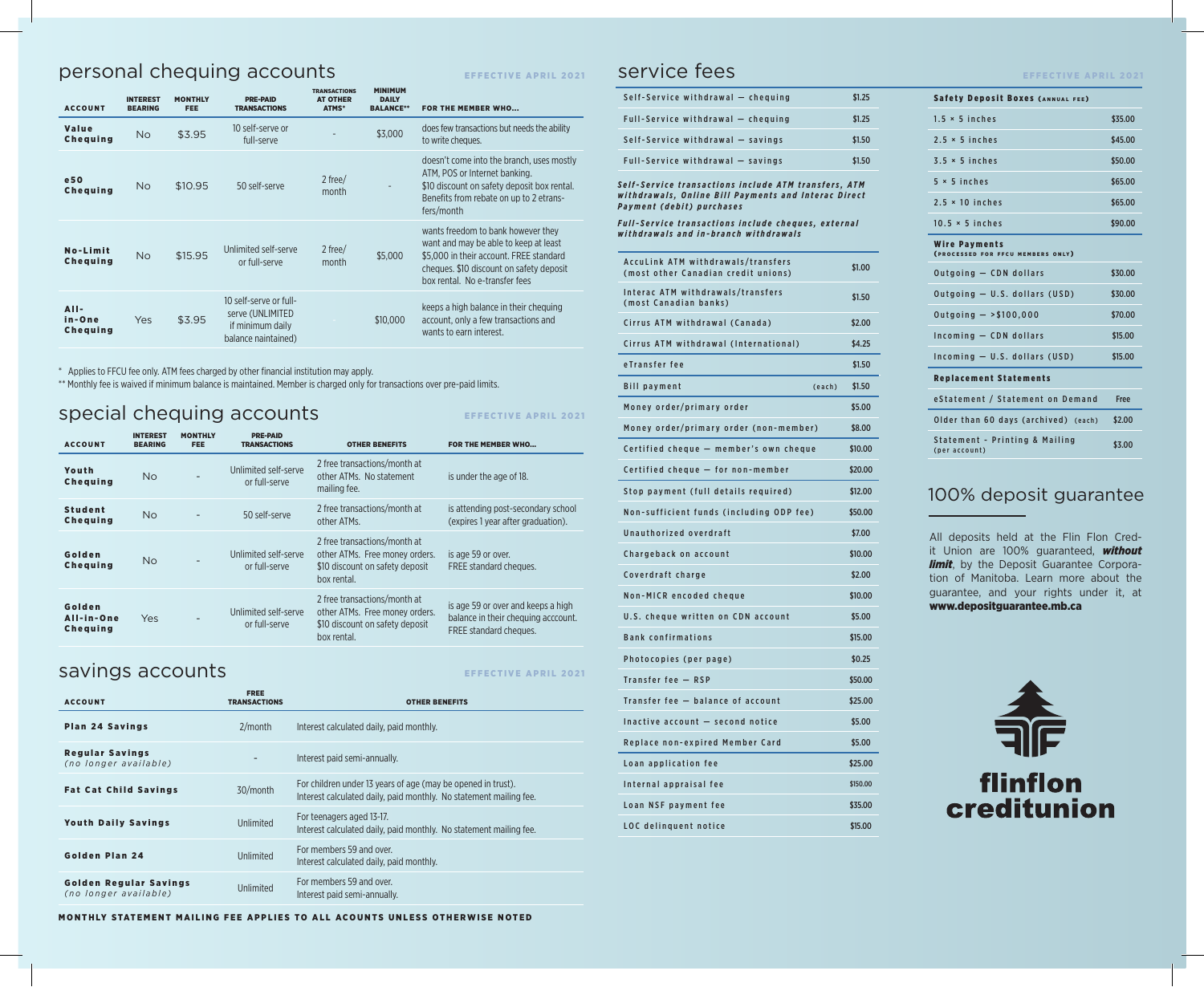## personal chequing accounts

EFFECTIVE APRIL 2021

| ACCOUNT | INTEREST BEARING | MONTHLY FEE | PRE-PAID TRANSACTIONS | TRANSACTIONS AT OTHER ATMS* | MINIMUM DAILY BALANCE** | FOR THE MEMBER WHO... |
|---|---|---|---|---|---|---|
| **Value Chequing** | No | $3.95 | 10 self-serve or full-serve | - | $3,000 | does few transactions but needs the ability to write cheques. |
| **e50 Chequing** | No | $10.95 | 50 self-serve | 2 free/ month | - | doesn't come into the branch, uses mostly ATM, POS or Internet banking. $10 discount on safety deposit box rental. Benefits from rebate on up to 2 etrans-fers/month |
| **No-Limit Chequing** | No | $15.95 | Unlimited self-serve or full-serve | 2 free/ month | $5,000 | wants freedom to bank however they want and may be able to keep at least $5,000 in their account. FREE standard cheques. $10 discount on safety deposit box rental. No e-transfer fees |
| **All-in-One Chequing** | Yes | $3.95 | 10 self-serve or full-serve (UNLIMITED if minimum daily balance naintained) | - | $10,000 | keeps a high balance in their chequing account, only a few transactions and wants to earn interest. |

\* Applies to FFCU fee only. ATM fees charged by other financial institution may apply.

\*\* Monthly fee is waived if minimum balance is maintained. Member is charged only for transactions over pre-paid limits.

## special chequing accounts

EFFECTIVE APRIL 2021

| ACCOUNT | INTEREST BEARING | MONTHLY FEE | PRE-PAID TRANSACTIONS | OTHER BENEFITS | FOR THE MEMBER WHO... |
|---|---|---|---|---|---|
| **Youth Chequing** | No | - | Unlimited self-serve or full-serve | 2 free transactions/month at other ATMs. No statement mailing fee. | is under the age of 18. |
| **Student Chequing** | No | - | 50 self-serve | 2 free transactions/month at other ATMs. | is attending post-secondary school (expires 1 year after graduation). |
| **Golden Chequing** | No | - | Unlimited self-serve or full-serve | 2 free transactions/month at other ATMs. Free money orders. $10 discount on safety deposit box rental. | is age 59 or over. FREE standard cheques. |
| **Golden All-in-One Chequing** | Yes | - | Unlimited self-serve or full-serve | 2 free transactions/month at other ATMs. Free money orders. $10 discount on safety deposit box rental. | is age 59 or over and keeps a high balance in their chequing acccount. FREE standard cheques. |

## savings accounts

EFFECTIVE APRIL 2021

| ACCOUNT | FREE TRANSACTIONS | OTHER BENEFITS |
|---|---|---|
| **Plan 24 Savings** | 2/month | Interest calculated daily, paid monthly. |
| **Regular Savings** *(no longer available)* | - | Interest paid semi-annually. |
| **Fat Cat Child Savings** | 30/month | For children under 13 years of age (may be opened in trust). Interest calculated daily, paid monthly. No statement mailing fee. |
| **Youth Daily Savings** | Unlimited | For teenagers aged 13-17. Interest calculated daily, paid monthly. No statement mailing fee. |
| **Golden Plan 24** | Unlimited | For members 59 and over. Interest calculated daily, paid monthly. |
| **Golden Regular Savings** *(no longer available)* | Unlimited | For members 59 and over. Interest paid semi-annually. |

**MONTHLY STATEMENT MAILING FEE APPLIES TO ALL ACOUNTS UNLESS OTHERWISE NOTED**

## service fees

EFFECTIVE APRIL 2021

| | |
|---|---|
| Self-Service withdrawal — chequing | $1.25 |
| Full-Service withdrawal — chequing | $1.25 |
| Self-Service withdrawal — savings | $1.50 |
| Full-Service withdrawal — savings | $1.50 |

***Self-Service transactions include ATM transfers, ATM withdrawals, Online Bill Payments and Interac Direct Payment (debit) purchases***

***Full-Service transactions include cheques, external withdrawals and in-branch withdrawals***

| | |
|---|---|
| AccuLink ATM withdrawals/transfers (most other Canadian credit unions) | $1.00 |
| Interac ATM withdrawals/transfers (most Canadian banks) | $1.50 |
| Cirrus ATM withdrawal (Canada) | $2.00 |
| Cirrus ATM withdrawal (International) | $4.25 |
| eTransfer fee | $1.50 |
| Bill payment (each) | $1.50 |
| Money order/primary order | $5.00 |
| Money order/primary order (non-member) | $8.00 |
| Certified cheque — member's own cheque | $10.00 |
| Certified cheque — for non-member | $20.00 |
| Stop payment (full details required) | $12.00 |
| Non-sufficient funds (including ODP fee) | $50.00 |
| Unauthorized overdraft | $7.00 |
| Chargeback on account | $10.00 |
| Coverdraft charge | $2.00 |
| Non-MICR encoded cheque | $10.00 |
| U.S. cheque written on CDN account | $5.00 |
| Bank confirmations | $15.00 |
| Photocopies (per page) | $0.25 |
| Transfer fee — RSP | $50.00 |
| Transfer fee — balance of account | $25.00 |
| Inactive account — second notice | $5.00 |
| Replace non-expired Member Card | $5.00 |
| Loan application fee | $25.00 |
| Internal appraisal fee | $150.00 |
| Loan NSF payment fee | $35.00 |
| LOC delinquent notice | $15.00 |

EFFECTIVE APRIL 2021

| **Safety Deposit Boxes** (ANNUAL FEE) | |
|---|---|
| 1.5 × 5 inches | $35.00 |
| 2.5 × 5 inches | $45.00 |
| 3.5 × 5 inches | $50.00 |
| 5 × 5 inches | $65.00 |
| 2.5 × 10 inches | $65.00 |
| 10.5 × 5 inches | $90.00 |
| **Wire Payments** (PROCESSED FOR FFCU MEMBERS ONLY) | |
| Outgoing — CDN dollars | $30.00 |
| Outgoing — U.S. dollars (USD) | $30.00 |
| Outgoing — >$100,000 | $70.00 |
| Incoming — CDN dollars | $15.00 |
| Incoming — U.S. dollars (USD) | $15.00 |
| **Replacement Statements** | |
| eStatement / Statement on Demand | Free |
| Older than 60 days (archived) (each) | $2.00 |
| Statement - Printing & Mailing (per account) | $3.00 |

## 100% deposit guarantee

All deposits held at the Flin Flon Credit Union are 100% guaranteed, ***without limit***, by the Deposit Guarantee Corporation of Manitoba. Learn more about the guarantee, and your rights under it, at **www.depositguarantee.mb.ca**

flinflon creditunion